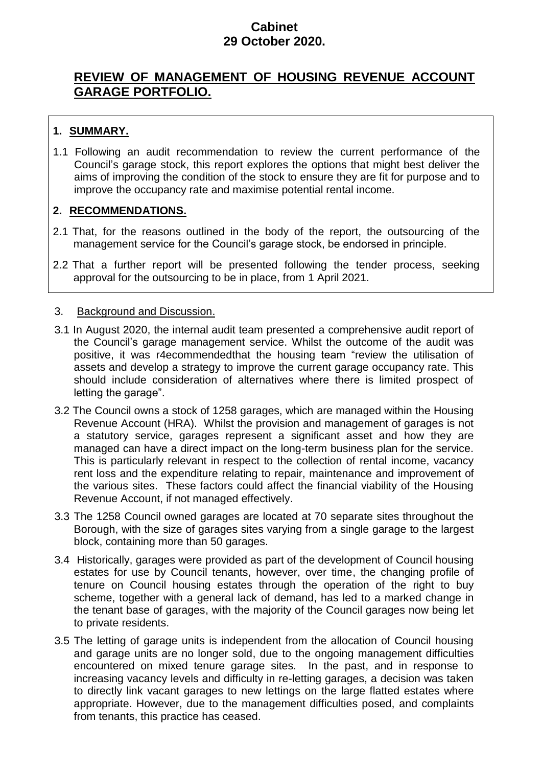**Cabinet**
**29 October 2020.**

# REVIEW OF MANAGEMENT OF HOUSING REVENUE ACCOUNT GARAGE PORTFOLIO.

## 1. SUMMARY.

1.1 Following an audit recommendation to review the current performance of the Council's garage stock, this report explores the options that might best deliver the aims of improving the condition of the stock to ensure they are fit for purpose and to improve the occupancy rate and maximise potential rental income.

## 2. RECOMMENDATIONS.

2.1 That, for the reasons outlined in the body of the report, the outsourcing of the management service for the Council's garage stock, be endorsed in principle.

2.2 That a further report will be presented following the tender process, seeking approval for the outsourcing to be in place, from 1 April 2021.

## 3. Background and Discussion.

3.1 In August 2020, the internal audit team presented a comprehensive audit report of the Council's garage management service. Whilst the outcome of the audit was positive, it was r4ecommendedthat the housing team "review the utilisation of assets and develop a strategy to improve the current garage occupancy rate. This should include consideration of alternatives where there is limited prospect of letting the garage".

3.2 The Council owns a stock of 1258 garages, which are managed within the Housing Revenue Account (HRA). Whilst the provision and management of garages is not a statutory service, garages represent a significant asset and how they are managed can have a direct impact on the long-term business plan for the service. This is particularly relevant in respect to the collection of rental income, vacancy rent loss and the expenditure relating to repair, maintenance and improvement of the various sites. These factors could affect the financial viability of the Housing Revenue Account, if not managed effectively.

3.3 The 1258 Council owned garages are located at 70 separate sites throughout the Borough, with the size of garages sites varying from a single garage to the largest block, containing more than 50 garages.

3.4 Historically, garages were provided as part of the development of Council housing estates for use by Council tenants, however, over time, the changing profile of tenure on Council housing estates through the operation of the right to buy scheme, together with a general lack of demand, has led to a marked change in the tenant base of garages, with the majority of the Council garages now being let to private residents.

3.5 The letting of garage units is independent from the allocation of Council housing and garage units are no longer sold, due to the ongoing management difficulties encountered on mixed tenure garage sites. In the past, and in response to increasing vacancy levels and difficulty in re-letting garages, a decision was taken to directly link vacant garages to new lettings on the large flatted estates where appropriate. However, due to the management difficulties posed, and complaints from tenants, this practice has ceased.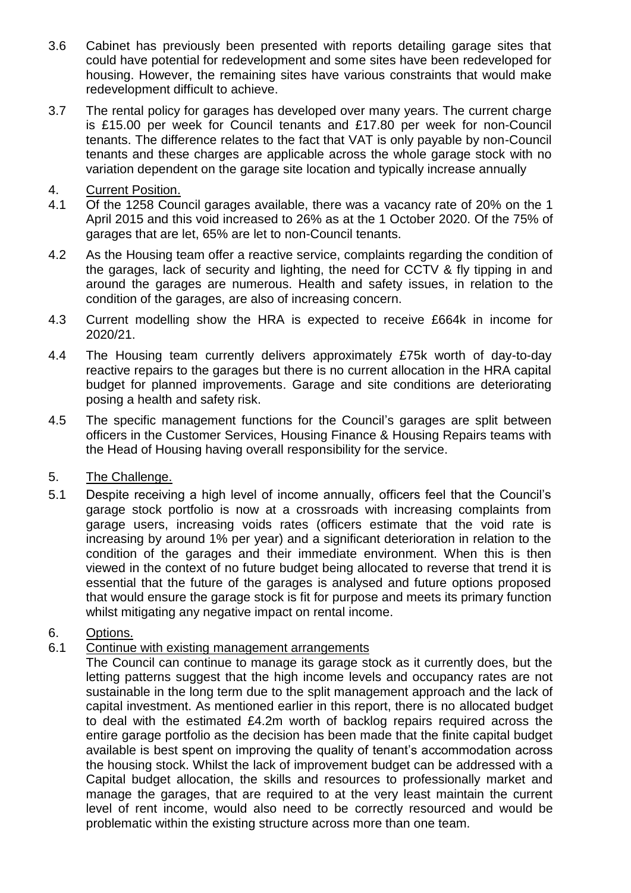3.6 Cabinet has previously been presented with reports detailing garage sites that could have potential for redevelopment and some sites have been redeveloped for housing. However, the remaining sites have various constraints that would make redevelopment difficult to achieve.

3.7 The rental policy for garages has developed over many years. The current charge is £15.00 per week for Council tenants and £17.80 per week for non-Council tenants. The difference relates to the fact that VAT is only payable by non-Council tenants and these charges are applicable across the whole garage stock with no variation dependent on the garage site location and typically increase annually

## 4. Current Position.

4.1 Of the 1258 Council garages available, there was a vacancy rate of 20% on the 1 April 2015 and this void increased to 26% as at the 1 October 2020. Of the 75% of garages that are let, 65% are let to non-Council tenants.

4.2 As the Housing team offer a reactive service, complaints regarding the condition of the garages, lack of security and lighting, the need for CCTV & fly tipping in and around the garages are numerous. Health and safety issues, in relation to the condition of the garages, are also of increasing concern.

4.3 Current modelling show the HRA is expected to receive £664k in income for 2020/21.

4.4 The Housing team currently delivers approximately £75k worth of day-to-day reactive repairs to the garages but there is no current allocation in the HRA capital budget for planned improvements. Garage and site conditions are deteriorating posing a health and safety risk.

4.5 The specific management functions for the Council's garages are split between officers in the Customer Services, Housing Finance & Housing Repairs teams with the Head of Housing having overall responsibility for the service.

## 5. The Challenge.

5.1 Despite receiving a high level of income annually, officers feel that the Council's garage stock portfolio is now at a crossroads with increasing complaints from garage users, increasing voids rates (officers estimate that the void rate is increasing by around 1% per year) and a significant deterioration in relation to the condition of the garages and their immediate environment. When this is then viewed in the context of no future budget being allocated to reverse that trend it is essential that the future of the garages is analysed and future options proposed that would ensure the garage stock is fit for purpose and meets its primary function whilst mitigating any negative impact on rental income.

## 6. Options.

### 6.1 Continue with existing management arrangements

The Council can continue to manage its garage stock as it currently does, but the letting patterns suggest that the high income levels and occupancy rates are not sustainable in the long term due to the split management approach and the lack of capital investment. As mentioned earlier in this report, there is no allocated budget to deal with the estimated £4.2m worth of backlog repairs required across the entire garage portfolio as the decision has been made that the finite capital budget available is best spent on improving the quality of tenant's accommodation across the housing stock. Whilst the lack of improvement budget can be addressed with a Capital budget allocation, the skills and resources to professionally market and manage the garages, that are required to at the very least maintain the current level of rent income, would also need to be correctly resourced and would be problematic within the existing structure across more than one team.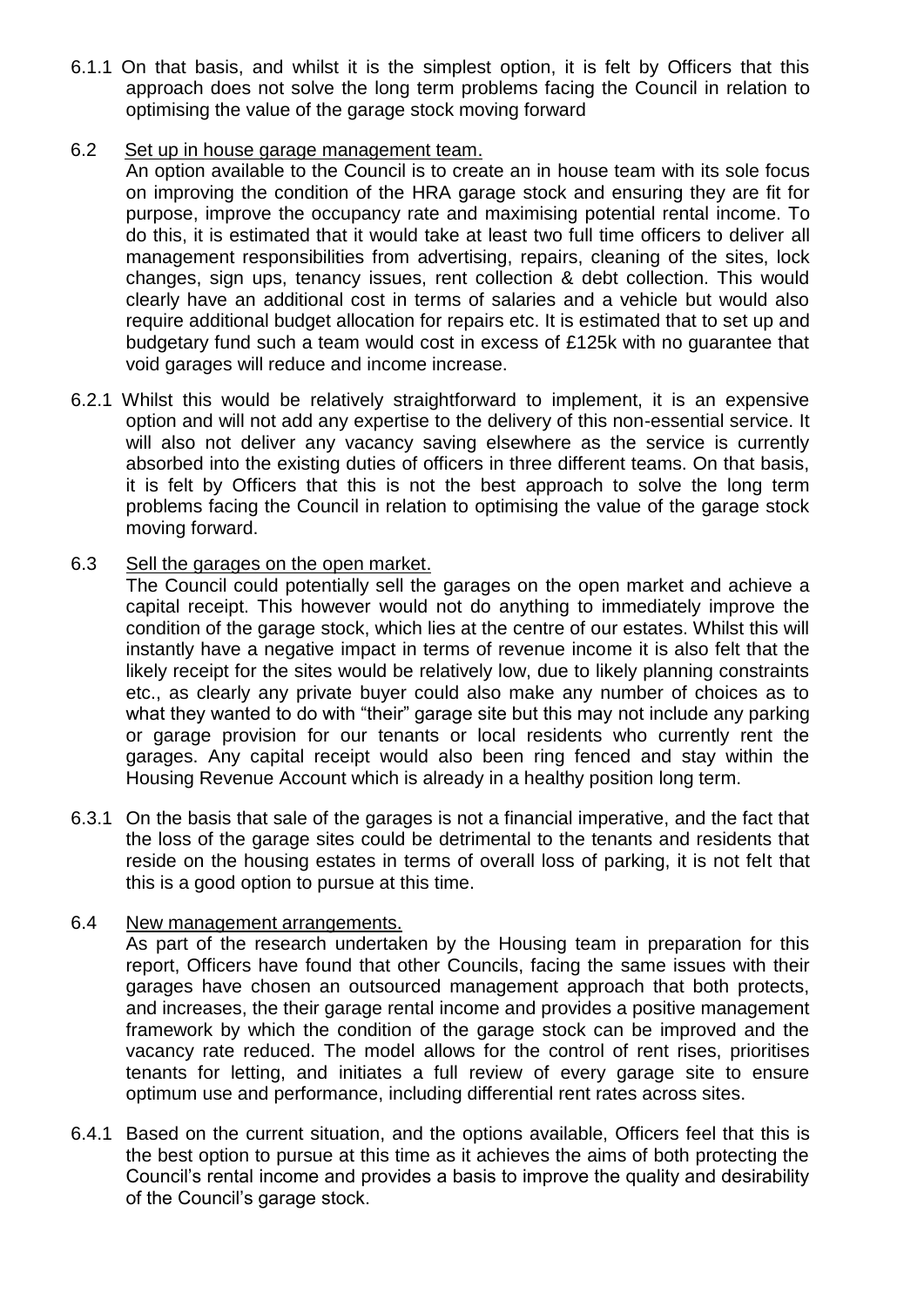6.1.1 On that basis, and whilst it is the simplest option, it is felt by Officers that this approach does not solve the long term problems facing the Council in relation to optimising the value of the garage stock moving forward

6.2 Set up in house garage management team.

An option available to the Council is to create an in house team with its sole focus on improving the condition of the HRA garage stock and ensuring they are fit for purpose, improve the occupancy rate and maximising potential rental income. To do this, it is estimated that it would take at least two full time officers to deliver all management responsibilities from advertising, repairs, cleaning of the sites, lock changes, sign ups, tenancy issues, rent collection & debt collection. This would clearly have an additional cost in terms of salaries and a vehicle but would also require additional budget allocation for repairs etc. It is estimated that to set up and budgetary fund such a team would cost in excess of £125k with no guarantee that void garages will reduce and income increase.

6.2.1 Whilst this would be relatively straightforward to implement, it is an expensive option and will not add any expertise to the delivery of this non-essential service. It will also not deliver any vacancy saving elsewhere as the service is currently absorbed into the existing duties of officers in three different teams. On that basis, it is felt by Officers that this is not the best approach to solve the long term problems facing the Council in relation to optimising the value of the garage stock moving forward.

6.3 Sell the garages on the open market.

The Council could potentially sell the garages on the open market and achieve a capital receipt. This however would not do anything to immediately improve the condition of the garage stock, which lies at the centre of our estates. Whilst this will instantly have a negative impact in terms of revenue income it is also felt that the likely receipt for the sites would be relatively low, due to likely planning constraints etc., as clearly any private buyer could also make any number of choices as to what they wanted to do with "their" garage site but this may not include any parking or garage provision for our tenants or local residents who currently rent the garages. Any capital receipt would also been ring fenced and stay within the Housing Revenue Account which is already in a healthy position long term.

6.3.1 On the basis that sale of the garages is not a financial imperative, and the fact that the loss of the garage sites could be detrimental to the tenants and residents that reside on the housing estates in terms of overall loss of parking, it is not felt that this is a good option to pursue at this time.

6.4 New management arrangements.

As part of the research undertaken by the Housing team in preparation for this report, Officers have found that other Councils, facing the same issues with their garages have chosen an outsourced management approach that both protects, and increases, the their garage rental income and provides a positive management framework by which the condition of the garage stock can be improved and the vacancy rate reduced. The model allows for the control of rent rises, prioritises tenants for letting, and initiates a full review of every garage site to ensure optimum use and performance, including differential rent rates across sites.

6.4.1 Based on the current situation, and the options available, Officers feel that this is the best option to pursue at this time as it achieves the aims of both protecting the Council's rental income and provides a basis to improve the quality and desirability of the Council's garage stock.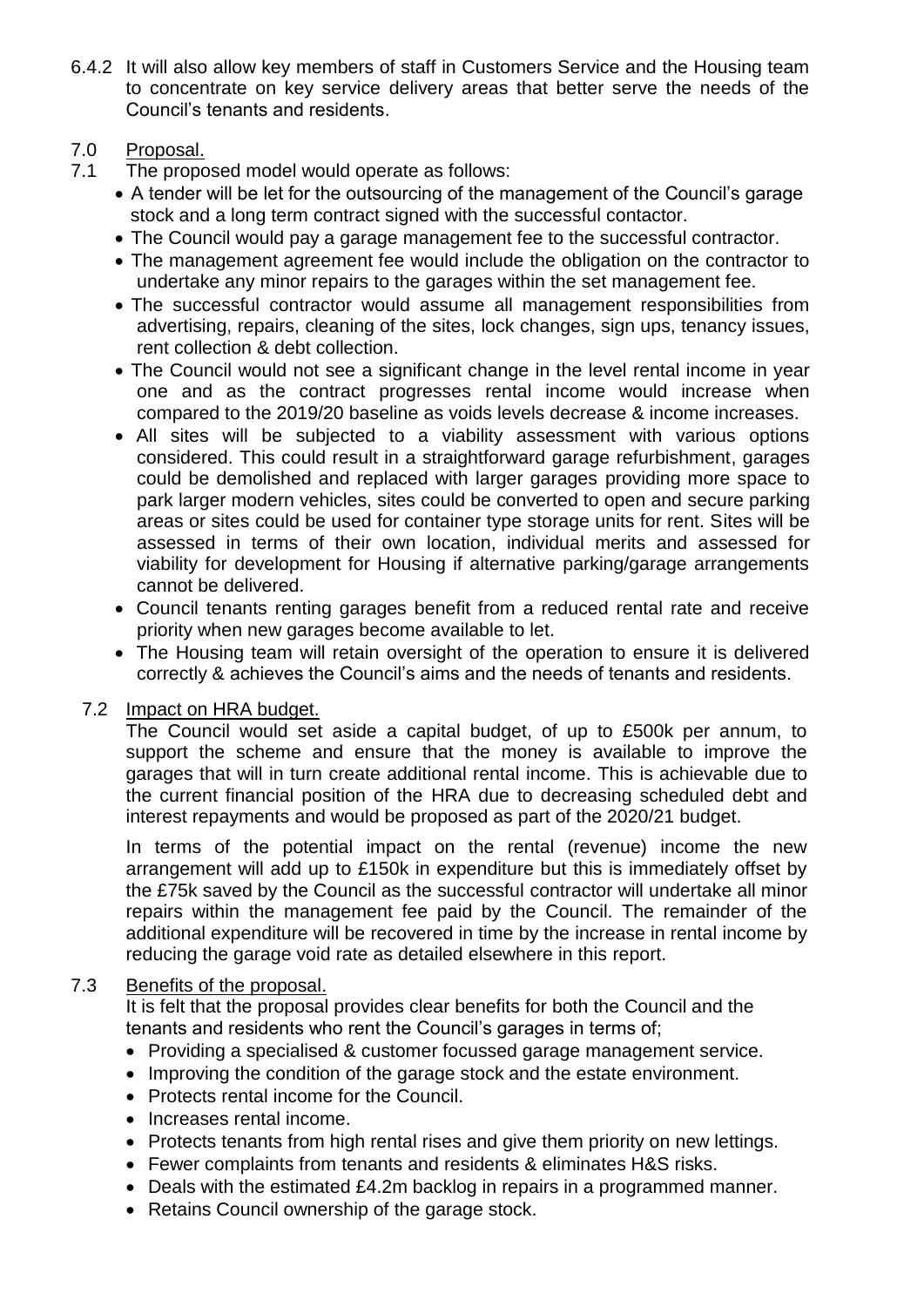6.4.2 It will also allow key members of staff in Customers Service and the Housing team to concentrate on key service delivery areas that better serve the needs of the Council's tenants and residents.

## 7.0 Proposal.

7.1 The proposed model would operate as follows:

- A tender will be let for the outsourcing of the management of the Council's garage stock and a long term contract signed with the successful contactor.
- The Council would pay a garage management fee to the successful contractor.
- The management agreement fee would include the obligation on the contractor to undertake any minor repairs to the garages within the set management fee.
- The successful contractor would assume all management responsibilities from advertising, repairs, cleaning of the sites, lock changes, sign ups, tenancy issues, rent collection & debt collection.
- The Council would not see a significant change in the level rental income in year one and as the contract progresses rental income would increase when compared to the 2019/20 baseline as voids levels decrease & income increases.
- All sites will be subjected to a viability assessment with various options considered. This could result in a straightforward garage refurbishment, garages could be demolished and replaced with larger garages providing more space to park larger modern vehicles, sites could be converted to open and secure parking areas or sites could be used for container type storage units for rent. Sites will be assessed in terms of their own location, individual merits and assessed for viability for development for Housing if alternative parking/garage arrangements cannot be delivered.
- Council tenants renting garages benefit from a reduced rental rate and receive priority when new garages become available to let.
- The Housing team will retain oversight of the operation to ensure it is delivered correctly & achieves the Council's aims and the needs of tenants and residents.

### 7.2 Impact on HRA budget.

The Council would set aside a capital budget, of up to £500k per annum, to support the scheme and ensure that the money is available to improve the garages that will in turn create additional rental income. This is achievable due to the current financial position of the HRA due to decreasing scheduled debt and interest repayments and would be proposed as part of the 2020/21 budget.

In terms of the potential impact on the rental (revenue) income the new arrangement will add up to £150k in expenditure but this is immediately offset by the £75k saved by the Council as the successful contractor will undertake all minor repairs within the management fee paid by the Council. The remainder of the additional expenditure will be recovered in time by the increase in rental income by reducing the garage void rate as detailed elsewhere in this report.

### 7.3 Benefits of the proposal.

It is felt that the proposal provides clear benefits for both the Council and the tenants and residents who rent the Council's garages in terms of;

- Providing a specialised & customer focussed garage management service.
- Improving the condition of the garage stock and the estate environment.
- Protects rental income for the Council.
- Increases rental income.
- Protects tenants from high rental rises and give them priority on new lettings.
- Fewer complaints from tenants and residents & eliminates H&S risks.
- Deals with the estimated £4.2m backlog in repairs in a programmed manner.
- Retains Council ownership of the garage stock.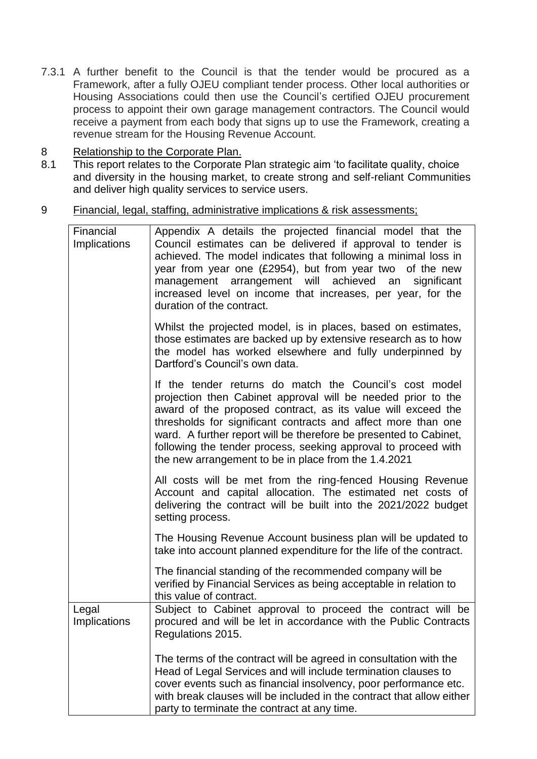7.3.1 A further benefit to the Council is that the tender would be procured as a Framework, after a fully OJEU compliant tender process. Other local authorities or Housing Associations could then use the Council's certified OJEU procurement process to appoint their own garage management contractors. The Council would receive a payment from each body that signs up to use the Framework, creating a revenue stream for the Housing Revenue Account.

8 Relationship to the Corporate Plan.

8.1 This report relates to the Corporate Plan strategic aim 'to facilitate quality, choice and diversity in the housing market, to create strong and self-reliant Communities and deliver high quality services to service users.

9 Financial, legal, staffing, administrative implications & risk assessments;

| | |
|---|---|
| Financial Implications | Appendix A details the projected financial model that the Council estimates can be delivered if approval to tender is achieved. The model indicates that following a minimal loss in year from year one (£2954), but from year two of the new management arrangement will achieved an significant increased level on income that increases, per year, for the duration of the contract.<br><br>Whilst the projected model, is in places, based on estimates, those estimates are backed up by extensive research as to how the model has worked elsewhere and fully underpinned by Dartford's Council's own data.<br><br>If the tender returns do match the Council's cost model projection then Cabinet approval will be needed prior to the award of the proposed contract, as its value will exceed the thresholds for significant contracts and affect more than one ward. A further report will be therefore be presented to Cabinet, following the tender process, seeking approval to proceed with the new arrangement to be in place from the 1.4.2021<br><br>All costs will be met from the ring-fenced Housing Revenue Account and capital allocation. The estimated net costs of delivering the contract will be built into the 2021/2022 budget setting process.<br><br>The Housing Revenue Account business plan will be updated to take into account planned expenditure for the life of the contract.<br><br>The financial standing of the recommended company will be verified by Financial Services as being acceptable in relation to this value of contract. |
| Legal Implications | Subject to Cabinet approval to proceed the contract will be procured and will be let in accordance with the Public Contracts Regulations 2015.<br><br>The terms of the contract will be agreed in consultation with the Head of Legal Services and will include termination clauses to cover events such as financial insolvency, poor performance etc. with break clauses will be included in the contract that allow either party to terminate the contract at any time. |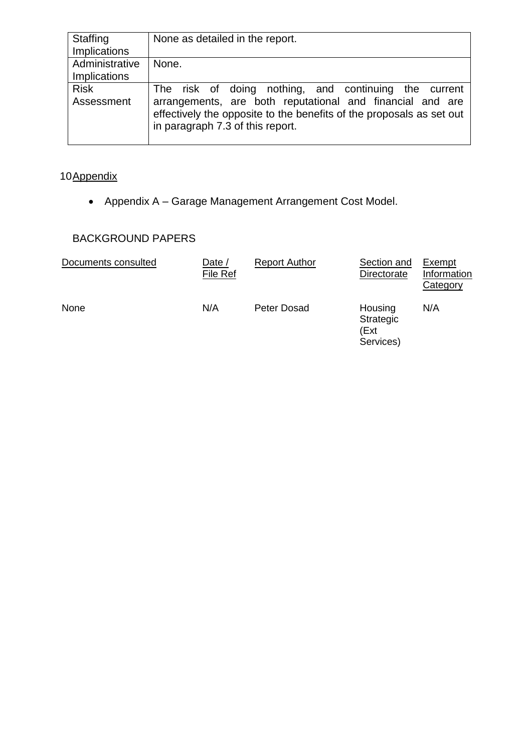| | |
|---|---|
| Staffing Implications | None as detailed in the report. |
| Administrative Implications | None. |
| Risk Assessment | The risk of doing nothing, and continuing the current arrangements, are both reputational and financial and are effectively the opposite to the benefits of the proposals as set out in paragraph 7.3 of this report. |

## 10 Appendix

- Appendix A – Garage Management Arrangement Cost Model.

BACKGROUND PAPERS

| Documents consulted | Date / File Ref | Report Author | Section and Directorate | Exempt Information Category |
|---|---|---|---|---|
| None | N/A | Peter Dosad | Housing Strategic (Ext Services) | N/A |